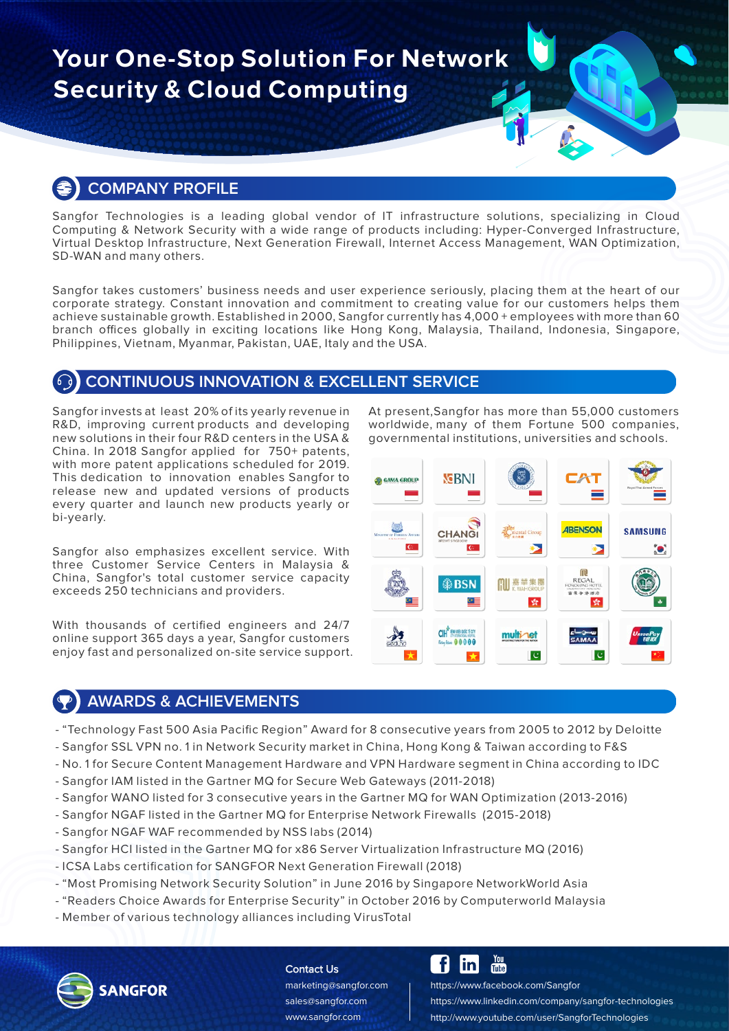# Your One-Stop Solution For Network Security & Cloud Computing

## COMPANY PROFILE

Sangfor Technologies is a leading global vendor of IT infrastructure solutions, specializing in Cloud Computing & Network Security with a wide range of products including: Hyper-Converged Infrastructure, Virtual Desktop Infrastructure, Next Generation Firewall, Internet Access Management, WAN Optimization, SD-WAN and many others.

Sangfor takes customers' business needs and user experience seriously, placing them at the heart of our corporate strategy. Constant innovation and commitment to creating value for our customers helps them achieve sustainable growth. Established in 2000, Sangfor currently has 4,000 + employees with more than 60 branch offices globally in exciting locations like Hong Kong, Malaysia, Thailand, Indonesia, Singapore, Philippines, Vietnam, Myanmar, Pakistan, UAE, Italy and the USA.

## CONTINUOUS INNOVATION & EXCELLENT SERVICE

Sangfor invests at least 20% of its yearly revenue in R&D, improving current products and developing new solutions in their four R&D centers in the USA & China. In 2018 Sangfor applied for 750+ patents, with more patent applications scheduled for 2019. This dedication to innovation enables Sangfor to release new and updated versions of products every quarter and launch new products yearly or bi-yearly.

Sangfor also emphasizes excellent service. With three Customer Service Centers in Malaysia & China, Sangfor's total customer service capacity exceeds 250 technicians and providers.

With thousands of certified engineers and 24/7 online support 365 days a year, Sangfor customers enjoy fast and personalized on-site service support.

At present, Sangfor has more than 55,000 customers worldwide, many of them Fortune 500 companies, governmental institutions, universities and schools.

## AWARDS & ACHIEVEMENTS

- "Technology Fast 500 Asia Pacific Region" Award for 8 consecutive years from 2005 to 2012 by Deloitte
- Sangfor SSL VPN no. 1 in Network Security market in China, Hong Kong & Taiwan according to F&S
- No. 1 for Secure Content Management Hardware and VPN Hardware segment in China according to IDC
- Sangfor IAM listed in the Gartner MQ for Secure Web Gateways (2011-2018)
- Sangfor WANO listed for 3 consecutive years in the Gartner MQ for WAN Optimization (2013-2016)
- Sangfor NGAF listed in the Gartner MQ for Enterprise Network Firewalls (2015-2018)
- Sangfor NGAF WAF recommended by NSS labs (2014)
- Sangfor HCI listed in the Gartner MQ for x86 Server Virtualization Infrastructure MQ (2016)
- ICSA Labs certification for SANGFOR Next Generation Firewall (2018)
- "Most Promising Network Security Solution" in June 2016 by Singapore NetworkWorld Asia
- "Readers Choice Awards for Enterprise Security" in October 2016 by Computerworld Malaysia
- Member of various technology alliances including VirusTotal

SANGFOR

Contact Us
marketing@sangfor.com
sales@sangfor.com
www.sangfor.com

https://www.facebook.com/Sangfor
https://www.linkedin.com/company/sangfor-technologies
http://www.youtube.com/user/SangforTechnologies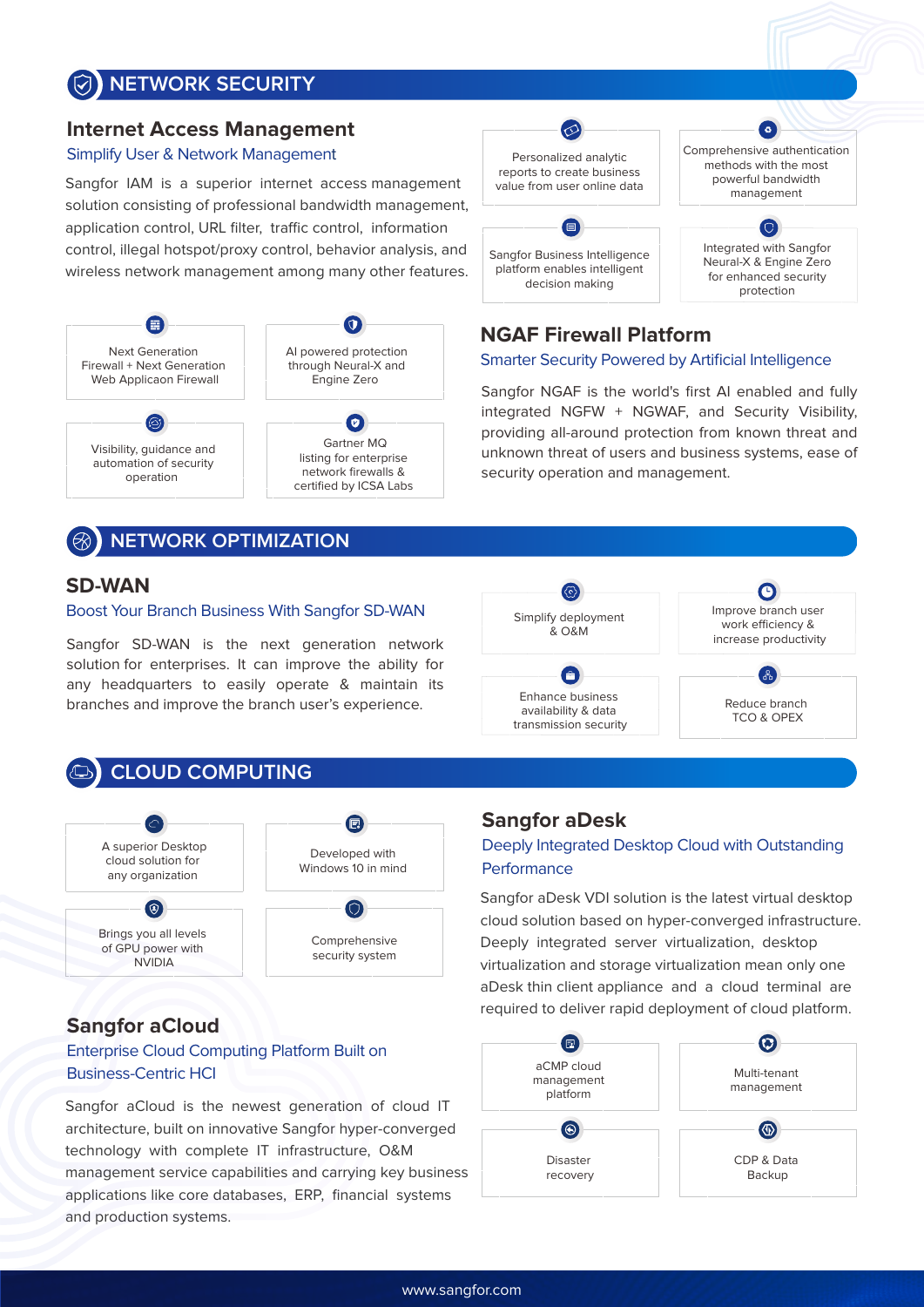# NETWORK SECURITY

## Internet Access Management

### Simplify User & Network Management

Sangfor IAM is a superior internet access management solution consisting of professional bandwidth management, application control, URL filter, traffic control, information control, illegal hotspot/proxy control, behavior analysis, and wireless network management among many other features.

- Personalized analytic reports to create business value from user online data
- Comprehensive authentication methods with the most powerful bandwidth management
- Sangfor Business Intelligence platform enables intelligent decision making
- Integrated with Sangfor Neural-X & Engine Zero for enhanced security protection

## NGAF Firewall Platform

### Smarter Security Powered by Artificial Intelligence

Sangfor NGAF is the world's first AI enabled and fully integrated NGFW + NGWAF, and Security Visibility, providing all-around protection from known threat and unknown threat of users and business systems, ease of security operation and management.

- Next Generation Firewall + Next Generation Web Applicaon Firewall
- AI powered protection through Neural-X and Engine Zero
- Visibility, guidance and automation of security operation
- Gartner MQ listing for enterprise network firewalls & certified by ICSA Labs

# NETWORK OPTIMIZATION

## SD-WAN

### Boost Your Branch Business With Sangfor SD-WAN

Sangfor SD-WAN is the next generation network solution for enterprises. It can improve the ability for any headquarters to easily operate & maintain its branches and improve the branch user's experience.

- Simplify deployment & O&M
- Improve branch user work efficiency & increase productivity
- Enhance business availability & data transmission security
- Reduce branch TCO & OPEX

# CLOUD COMPUTING

## Sangfor aDesk

### Deeply Integrated Desktop Cloud with Outstanding Performance

Sangfor aDesk VDI solution is the latest virtual desktop cloud solution based on hyper-converged infrastructure. Deeply integrated server virtualization, desktop virtualization and storage virtualization mean only one aDesk thin client appliance and a cloud terminal are required to deliver rapid deployment of cloud platform.

- A superior Desktop cloud solution for any organization
- Developed with Windows 10 in mind
- Brings you all levels of GPU power with NVIDIA
- Comprehensive security system

## Sangfor aCloud

### Enterprise Cloud Computing Platform Built on Business-Centric HCI

Sangfor aCloud is the newest generation of cloud IT architecture, built on innovative Sangfor hyper-converged technology with complete IT infrastructure, O&M management service capabilities and carrying key business applications like core databases, ERP, financial systems and production systems.

- aCMP cloud management platform
- Multi-tenant management
- Disaster recovery
- CDP & Data Backup

www.sangfor.com